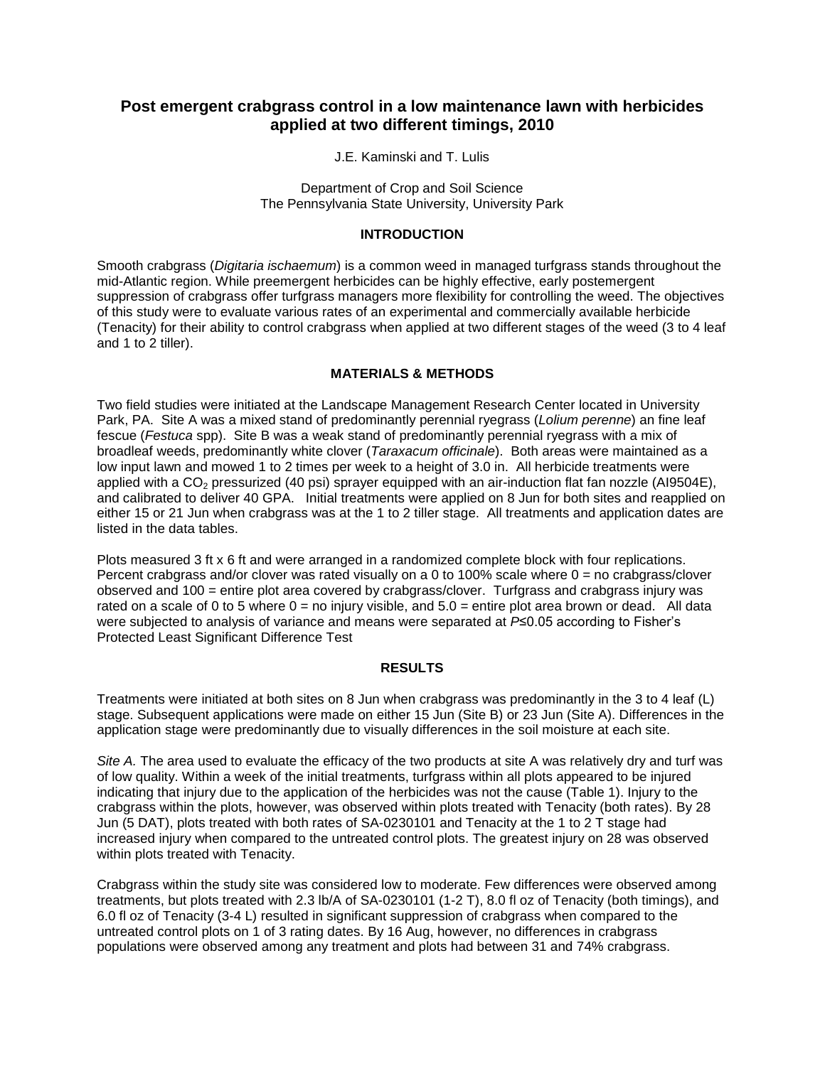# Post emergent crabgrass control in a low maintenance lawn with herbicides applied at two different timings, 2010

J.E. Kaminski and T. Lulis

Department of Crop and Soil Science
The Pennsylvania State University, University Park

## INTRODUCTION

Smooth crabgrass (*Digitaria ischaemum*) is a common weed in managed turfgrass stands throughout the mid-Atlantic region. While preemergent herbicides can be highly effective, early postemergent suppression of crabgrass offer turfgrass managers more flexibility for controlling the weed. The objectives of this study were to evaluate various rates of an experimental and commercially available herbicide (Tenacity) for their ability to control crabgrass when applied at two different stages of the weed (3 to 4 leaf and 1 to 2 tiller).

## MATERIALS & METHODS

Two field studies were initiated at the Landscape Management Research Center located in University Park, PA. Site A was a mixed stand of predominantly perennial ryegrass (*Lolium perenne*) an fine leaf fescue (*Festuca* spp). Site B was a weak stand of predominantly perennial ryegrass with a mix of broadleaf weeds, predominantly white clover (*Taraxacum officinale*). Both areas were maintained as a low input lawn and mowed 1 to 2 times per week to a height of 3.0 in. All herbicide treatments were applied with a $CO_2$ pressurized (40 psi) sprayer equipped with an air-induction flat fan nozzle (AI9504E), and calibrated to deliver 40 GPA. Initial treatments were applied on 8 Jun for both sites and reapplied on either 15 or 21 Jun when crabgrass was at the 1 to 2 tiller stage. All treatments and application dates are listed in the data tables.

Plots measured 3 ft x 6 ft and were arranged in a randomized complete block with four replications. Percent crabgrass and/or clover was rated visually on a 0 to 100% scale where 0 = no crabgrass/clover observed and 100 = entire plot area covered by crabgrass/clover. Turfgrass and crabgrass injury was rated on a scale of 0 to 5 where 0 = no injury visible, and 5.0 = entire plot area brown or dead. All data were subjected to analysis of variance and means were separated at $P \leq 0.05$ according to Fisher's Protected Least Significant Difference Test

## RESULTS

Treatments were initiated at both sites on 8 Jun when crabgrass was predominantly in the 3 to 4 leaf (L) stage. Subsequent applications were made on either 15 Jun (Site B) or 23 Jun (Site A). Differences in the application stage were predominantly due to visually differences in the soil moisture at each site.

*Site A.* The area used to evaluate the efficacy of the two products at site A was relatively dry and turf was of low quality. Within a week of the initial treatments, turfgrass within all plots appeared to be injured indicating that injury due to the application of the herbicides was not the cause (Table 1). Injury to the crabgrass within the plots, however, was observed within plots treated with Tenacity (both rates). By 28 Jun (5 DAT), plots treated with both rates of SA-0230101 and Tenacity at the 1 to 2 T stage had increased injury when compared to the untreated control plots. The greatest injury on 28 was observed within plots treated with Tenacity.

Crabgrass within the study site was considered low to moderate. Few differences were observed among treatments, but plots treated with 2.3 lb/A of SA-0230101 (1-2 T), 8.0 fl oz of Tenacity (both timings), and 6.0 fl oz of Tenacity (3-4 L) resulted in significant suppression of crabgrass when compared to the untreated control plots on 1 of 3 rating dates. By 16 Aug, however, no differences in crabgrass populations were observed among any treatment and plots had between 31 and 74% crabgrass.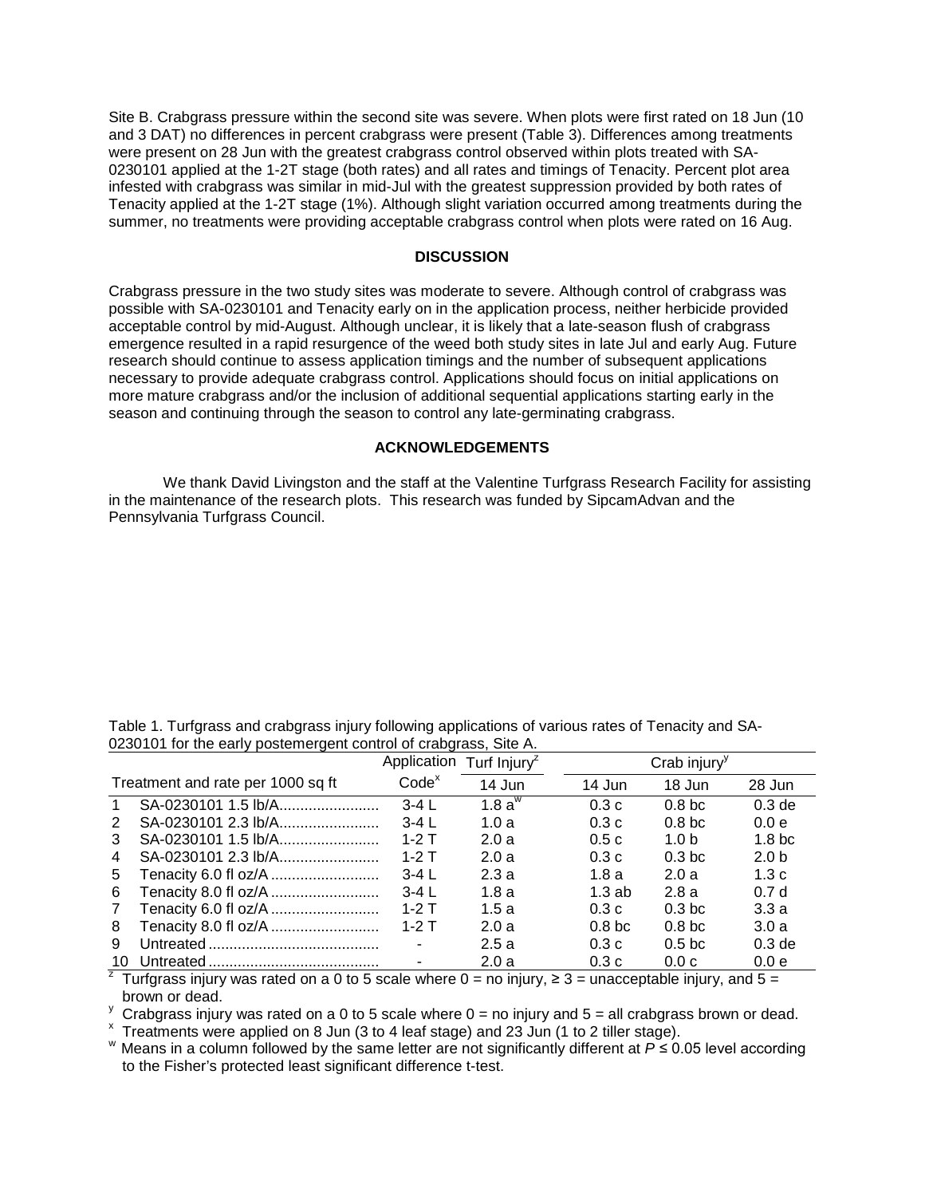Site B. Crabgrass pressure within the second site was severe. When plots were first rated on 18 Jun (10 and 3 DAT) no differences in percent crabgrass were present (Table 3). Differences among treatments were present on 28 Jun with the greatest crabgrass control observed within plots treated with SA-0230101 applied at the 1-2T stage (both rates) and all rates and timings of Tenacity. Percent plot area infested with crabgrass was similar in mid-Jul with the greatest suppression provided by both rates of Tenacity applied at the 1-2T stage (1%). Although slight variation occurred among treatments during the summer, no treatments were providing acceptable crabgrass control when plots were rated on 16 Aug.

## DISCUSSION

Crabgrass pressure in the two study sites was moderate to severe. Although control of crabgrass was possible with SA-0230101 and Tenacity early on in the application process, neither herbicide provided acceptable control by mid-August. Although unclear, it is likely that a late-season flush of crabgrass emergence resulted in a rapid resurgence of the weed both study sites in late Jul and early Aug. Future research should continue to assess application timings and the number of subsequent applications necessary to provide adequate crabgrass control. Applications should focus on initial applications on more mature crabgrass and/or the inclusion of additional sequential applications starting early in the season and continuing through the season to control any late-germinating crabgrass.

## ACKNOWLEDGEMENTS

We thank David Livingston and the staff at the Valentine Turfgrass Research Facility for assisting in the maintenance of the research plots. This research was funded by SipcamAdvan and the Pennsylvania Turfgrass Council.

Table 1. Turfgrass and crabgrass injury following applications of various rates of Tenacity and SA-0230101 for the early postemergent control of crabgrass, Site A.

| | Treatment and rate per 1000 sq ft | Application Code[x] | Turf Injury[z] | Crab injury[y] | | |
|---|---|---|---|---|---|---|
| | | | 14 Jun | 14 Jun | 18 Jun | 28 Jun |
| 1 | SA-0230101 1.5 lb/A | 3-4 L | 1.8 a[w] | 0.3 c | 0.8 bc | 0.3 de |
| 2 | SA-0230101 2.3 lb/A | 3-4 L | 1.0 a | 0.3 c | 0.8 bc | 0.0 e |
| 3 | SA-0230101 1.5 lb/A | 1-2 T | 2.0 a | 0.5 c | 1.0 b | 1.8 bc |
| 4 | SA-0230101 2.3 lb/A | 1-2 T | 2.0 a | 0.3 c | 0.3 bc | 2.0 b |
| 5 | Tenacity 6.0 fl oz/A | 3-4 L | 2.3 a | 1.8 a | 2.0 a | 1.3 c |
| 6 | Tenacity 8.0 fl oz/A | 3-4 L | 1.8 a | 1.3 ab | 2.8 a | 0.7 d |
| 7 | Tenacity 6.0 fl oz/A | 1-2 T | 1.5 a | 0.3 c | 0.3 bc | 3.3 a |
| 8 | Tenacity 8.0 fl oz/A | 1-2 T | 2.0 a | 0.8 bc | 0.8 bc | 3.0 a |
| 9 | Untreated | - | 2.5 a | 0.3 c | 0.5 bc | 0.3 de |
| 10 | Untreated | - | 2.0 a | 0.3 c | 0.0 c | 0.0 e |

[z] Turfgrass injury was rated on a 0 to 5 scale where 0 = no injury, ≥ 3 = unacceptable injury, and 5 = brown or dead.

[y] Crabgrass injury was rated on a 0 to 5 scale where 0 = no injury and 5 = all crabgrass brown or dead.

[x] Treatments were applied on 8 Jun (3 to 4 leaf stage) and 23 Jun (1 to 2 tiller stage).

[w] Means in a column followed by the same letter are not significantly different at $P \leq 0.05$ level according to the Fisher's protected least significant difference t-test.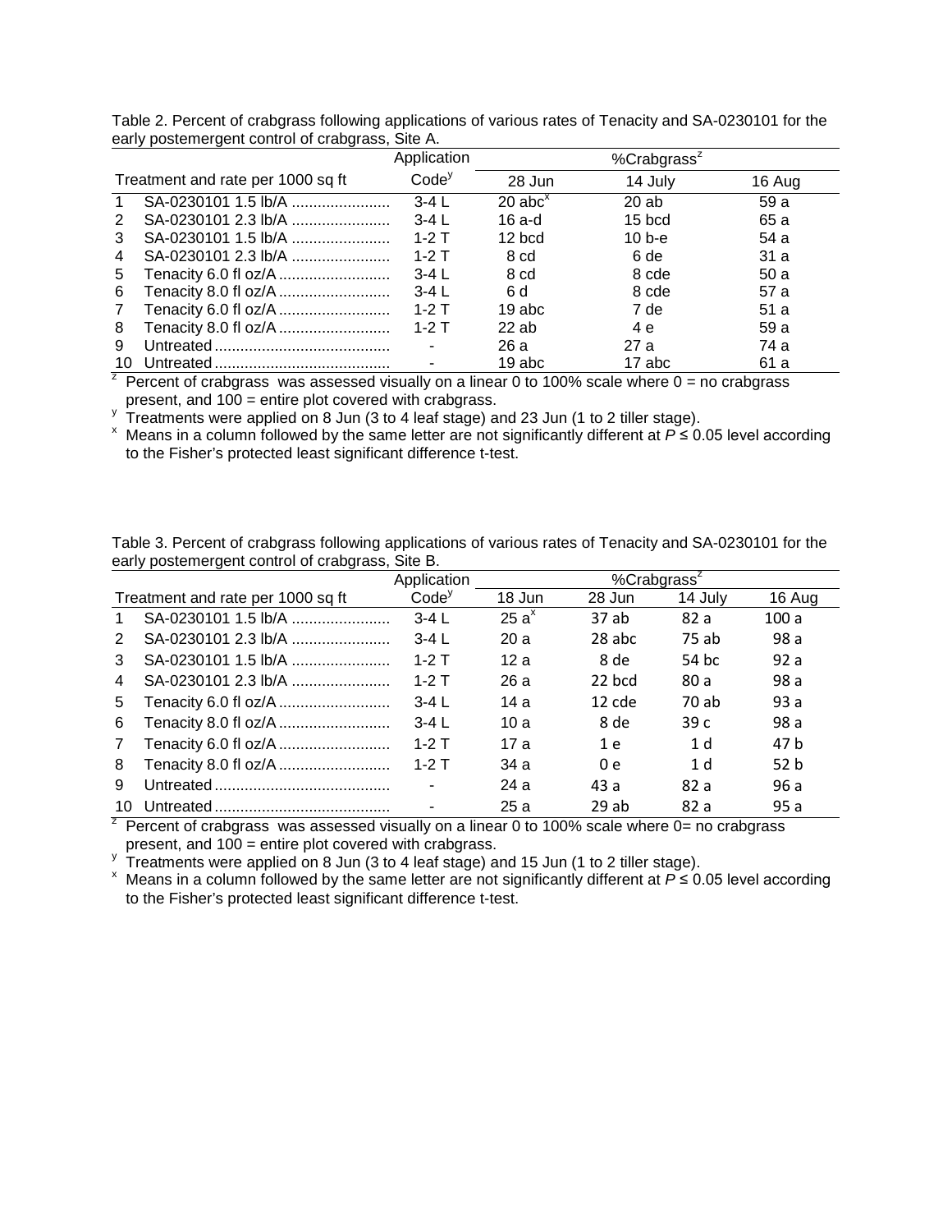Table 2. Percent of crabgrass following applications of various rates of Tenacity and SA-0230101 for the early postemergent control of crabgrass, Site A.

| Treatment and rate per 1000 sq ft | | Application Code[y] | %Crabgrass[z] | | |
|---|---|---|---|---|---|
| | | | 28 Jun | 14 July | 16 Aug |
| 1 | SA-0230101 1.5 lb/A ....................... | 3-4 L | 20 abc[x] | 20 ab | 59 a |
| 2 | SA-0230101 2.3 lb/A ....................... | 3-4 L | 16 a-d | 15 bcd | 65 a |
| 3 | SA-0230101 1.5 lb/A ....................... | 1-2 T | 12 bcd | 10 b-e | 54 a |
| 4 | SA-0230101 2.3 lb/A ....................... | 1-2 T | 8 cd | 6 de | 31 a |
| 5 | Tenacity 6.0 fl oz/A .......................... | 3-4 L | 8 cd | 8 cde | 50 a |
| 6 | Tenacity 8.0 fl oz/A .......................... | 3-4 L | 6 d | 8 cde | 57 a |
| 7 | Tenacity 6.0 fl oz/A .......................... | 1-2 T | 19 abc | 7 de | 51 a |
| 8 | Tenacity 8.0 fl oz/A .......................... | 1-2 T | 22 ab | 4 e | 59 a |
| 9 | Untreated ......................................... | - | 26 a | 27 a | 74 a |
| 10 | Untreated ......................................... | - | 19 abc | 17 abc | 61 a |

[z] Percent of crabgrass was assessed visually on a linear 0 to 100% scale where 0 = no crabgrass present, and 100 = entire plot covered with crabgrass.

[y] Treatments were applied on 8 Jun (3 to 4 leaf stage) and 23 Jun (1 to 2 tiller stage).

[x] Means in a column followed by the same letter are not significantly different at $P \leq 0.05$ level according to the Fisher's protected least significant difference t-test.

Table 3. Percent of crabgrass following applications of various rates of Tenacity and SA-0230101 for the early postemergent control of crabgrass, Site B.

| Treatment and rate per 1000 sq ft | | Application Code[y] | %Crabgrass[z] | | | |
|---|---|---|---|---|---|---|
| | | | 18 Jun | 28 Jun | 14 July | 16 Aug |
| 1 | SA-0230101 1.5 lb/A ....................... | 3-4 L | 25 a[x] | 37 ab | 82 a | 100 a |
| 2 | SA-0230101 2.3 lb/A ....................... | 3-4 L | 20 a | 28 abc | 75 ab | 98 a |
| 3 | SA-0230101 1.5 lb/A ....................... | 1-2 T | 12 a | 8 de | 54 bc | 92 a |
| 4 | SA-0230101 2.3 lb/A ....................... | 1-2 T | 26 a | 22 bcd | 80 a | 98 a |
| 5 | Tenacity 6.0 fl oz/A .......................... | 3-4 L | 14 a | 12 cde | 70 ab | 93 a |
| 6 | Tenacity 8.0 fl oz/A .......................... | 3-4 L | 10 a | 8 de | 39 c | 98 a |
| 7 | Tenacity 6.0 fl oz/A .......................... | 1-2 T | 17 a | 1 e | 1 d | 47 b |
| 8 | Tenacity 8.0 fl oz/A .......................... | 1-2 T | 34 a | 0 e | 1 d | 52 b |
| 9 | Untreated ......................................... | - | 24 a | 43 a | 82 a | 96 a |
| 10 | Untreated ......................................... | - | 25 a | 29 ab | 82 a | 95 a |

[z] Percent of crabgrass was assessed visually on a linear 0 to 100% scale where 0= no crabgrass present, and 100 = entire plot covered with crabgrass.

[y] Treatments were applied on 8 Jun (3 to 4 leaf stage) and 15 Jun (1 to 2 tiller stage).

[x] Means in a column followed by the same letter are not significantly different at $P \leq 0.05$ level according to the Fisher's protected least significant difference t-test.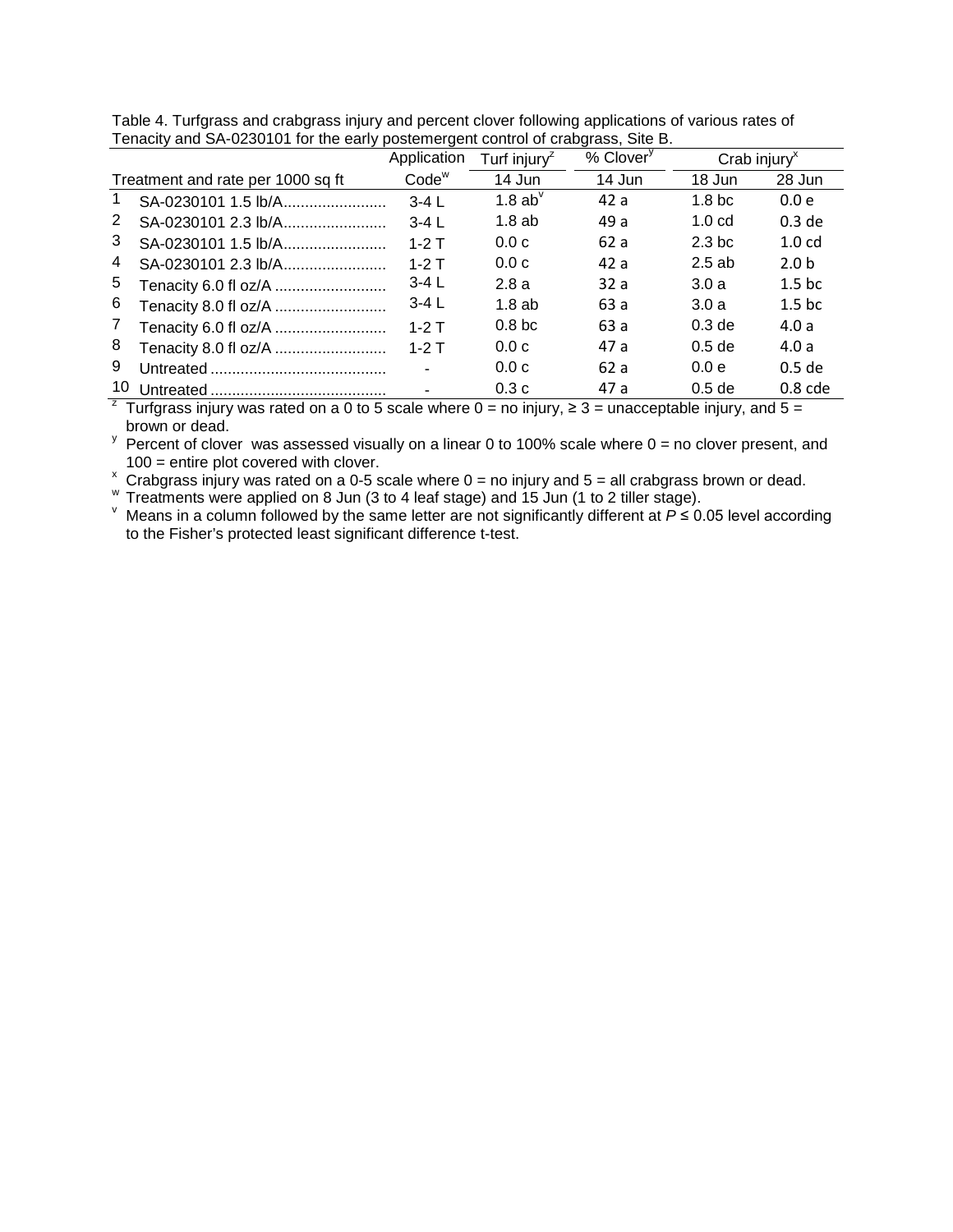Table 4. Turfgrass and crabgrass injury and percent clover following applications of various rates of Tenacity and SA-0230101 for the early postemergent control of crabgrass, Site B.

| | | Application | Turf injury[z] | % Clover[y] | Crab injury[x] | |
|---|---|---|---|---|---|---|
| Treatment and rate per 1000 sq ft | | Code[w] | 14 Jun | 14 Jun | 18 Jun | 28 Jun |
| 1 | SA-0230101 1.5 lb/A | 3-4 L | 1.8 ab[v] | 42 a | 1.8 bc | 0.0 e |
| 2 | SA-0230101 2.3 lb/A | 3-4 L | 1.8 ab | 49 a | 1.0 cd | 0.3 de |
| 3 | SA-0230101 1.5 lb/A | 1-2 T | 0.0 c | 62 a | 2.3 bc | 1.0 cd |
| 4 | SA-0230101 2.3 lb/A | 1-2 T | 0.0 c | 42 a | 2.5 ab | 2.0 b |
| 5 | Tenacity 6.0 fl oz/A | 3-4 L | 2.8 a | 32 a | 3.0 a | 1.5 bc |
| 6 | Tenacity 8.0 fl oz/A | 3-4 L | 1.8 ab | 63 a | 3.0 a | 1.5 bc |
| 7 | Tenacity 6.0 fl oz/A | 1-2 T | 0.8 bc | 63 a | 0.3 de | 4.0 a |
| 8 | Tenacity 8.0 fl oz/A | 1-2 T | 0.0 c | 47 a | 0.5 de | 4.0 a |
| 9 | Untreated | - | 0.0 c | 62 a | 0.0 e | 0.5 de |
| 10 | Untreated | - | 0.3 c | 47 a | 0.5 de | 0.8 cde |

[z] Turfgrass injury was rated on a 0 to 5 scale where 0 = no injury, ≥ 3 = unacceptable injury, and 5 = brown or dead.

[y] Percent of clover was assessed visually on a linear 0 to 100% scale where 0 = no clover present, and 100 = entire plot covered with clover.

[x] Crabgrass injury was rated on a 0-5 scale where 0 = no injury and 5 = all crabgrass brown or dead.

[w] Treatments were applied on 8 Jun (3 to 4 leaf stage) and 15 Jun (1 to 2 tiller stage).

[v] Means in a column followed by the same letter are not significantly different at $P \leq 0.05$ level according to the Fisher's protected least significant difference t-test.